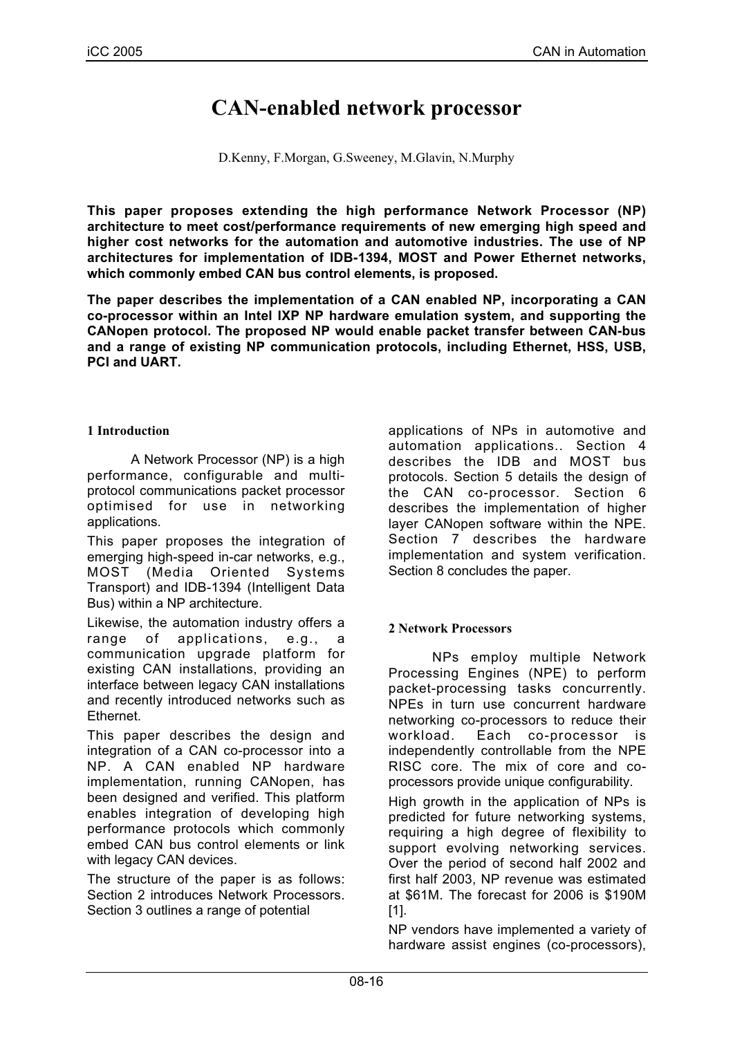# CAN-enabled network processor

D.Kenny, F.Morgan, G.Sweeney, M.Glavin, N.Murphy

**This paper proposes extending the high performance Network Processor (NP) architecture to meet cost/performance requirements of new emerging high speed and higher cost networks for the automation and automotive industries. The use of NP architectures for implementation of IDB-1394, MOST and Power Ethernet networks, which commonly embed CAN bus control elements, is proposed.**

**The paper describes the implementation of a CAN enabled NP, incorporating a CAN co-processor within an Intel IXP NP hardware emulation system, and supporting the CANopen protocol. The proposed NP would enable packet transfer between CAN-bus and a range of existing NP communication protocols, including Ethernet, HSS, USB, PCI and UART.**

## 1 Introduction

A Network Processor (NP) is a high performance, configurable and multi-protocol communications packet processor optimised for use in networking applications.

This paper proposes the integration of emerging high-speed in-car networks, e.g., MOST (Media Oriented Systems Transport) and IDB-1394 (Intelligent Data Bus) within a NP architecture.

Likewise, the automation industry offers a range of applications, e.g., a communication upgrade platform for existing CAN installations, providing an interface between legacy CAN installations and recently introduced networks such as Ethernet.

This paper describes the design and integration of a CAN co-processor into a NP. A CAN enabled NP hardware implementation, running CANopen, has been designed and verified. This platform enables integration of developing high performance protocols which commonly embed CAN bus control elements or link with legacy CAN devices.

The structure of the paper is as follows: Section 2 introduces Network Processors. Section 3 outlines a range of potential applications of NPs in automotive and automation applications.. Section 4 describes the IDB and MOST bus protocols. Section 5 details the design of the CAN co-processor. Section 6 describes the implementation of higher layer CANopen software within the NPE. Section 7 describes the hardware implementation and system verification. Section 8 concludes the paper.

## 2 Network Processors

NPs employ multiple Network Processing Engines (NPE) to perform packet-processing tasks concurrently. NPEs in turn use concurrent hardware networking co-processors to reduce their workload. Each co-processor is independently controllable from the NPE RISC core. The mix of core and co-processors provide unique configurability.

High growth in the application of NPs is predicted for future networking systems, requiring a high degree of flexibility to support evolving networking services. Over the period of second half 2002 and first half 2003, NP revenue was estimated at $61M. The forecast for 2006 is $190M [1].

NP vendors have implemented a variety of hardware assist engines (co-processors),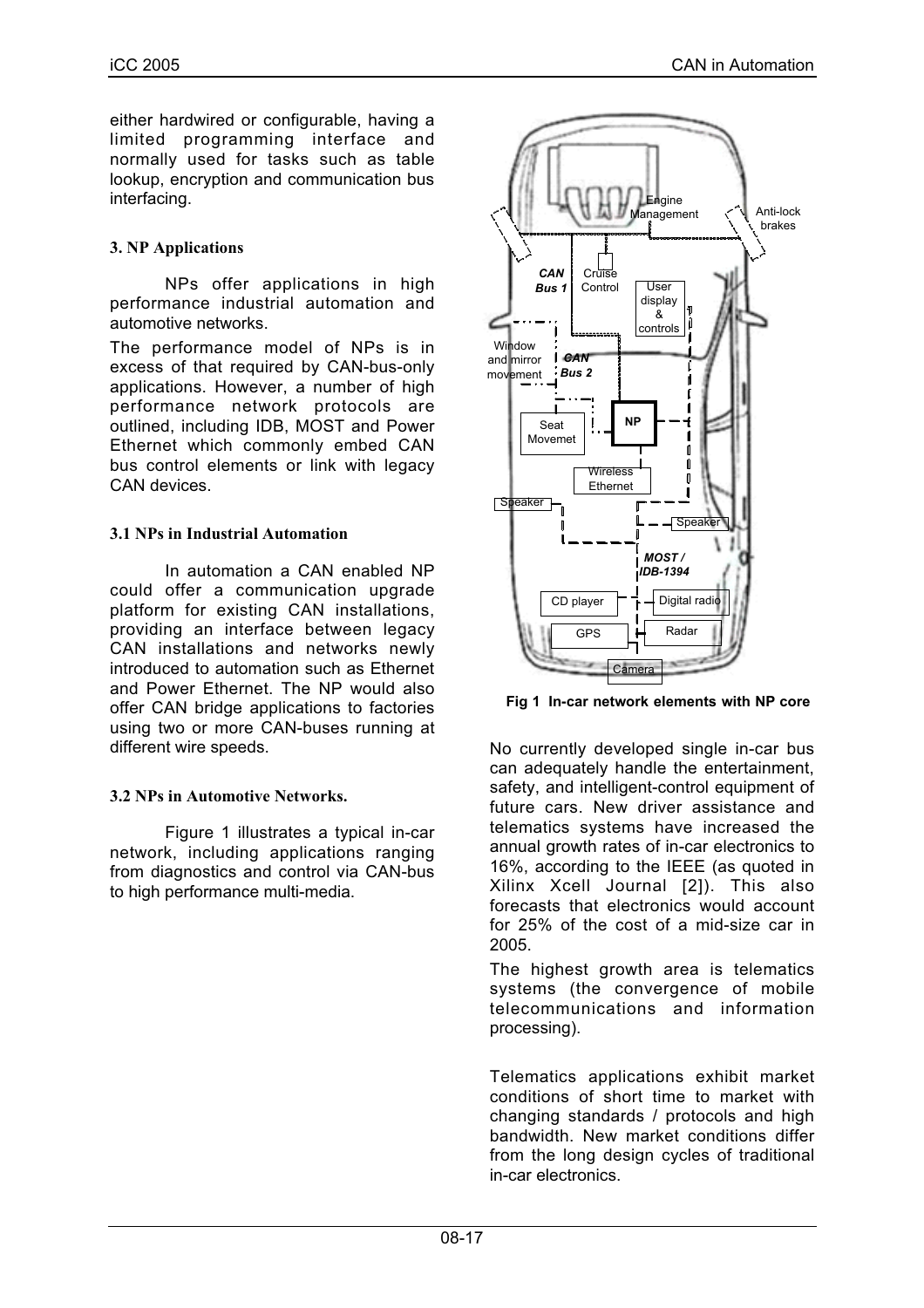either hardwired or configurable, having a limited programming interface and normally used for tasks such as table lookup, encryption and communication bus interfacing.

### 3. NP Applications

NPs offer applications in high performance industrial automation and automotive networks.

The performance model of NPs is in excess of that required by CAN-bus-only applications. However, a number of high performance network protocols are outlined, including IDB, MOST and Power Ethernet which commonly embed CAN bus control elements or link with legacy CAN devices.

### 3.1 NPs in Industrial Automation

In automation a CAN enabled NP could offer a communication upgrade platform for existing CAN installations, providing an interface between legacy CAN installations and networks newly introduced to automation such as Ethernet and Power Ethernet. The NP would also offer CAN bridge applications to factories using two or more CAN-buses running at different wire speeds.

### 3.2 NPs in Automotive Networks.

Figure 1 illustrates a typical in-car network, including applications ranging from diagnostics and control via CAN-bus to high performance multi-media.

**Fig 1 In-car network elements with NP core**

No currently developed single in-car bus can adequately handle the entertainment, safety, and intelligent-control equipment of future cars. New driver assistance and telematics systems have increased the annual growth rates of in-car electronics to 16%, according to the IEEE (as quoted in Xilinx Xcell Journal [2]). This also forecasts that electronics would account for 25% of the cost of a mid-size car in 2005.

The highest growth area is telematics systems (the convergence of mobile telecommunications and information processing).

Telematics applications exhibit market conditions of short time to market with changing standards / protocols and high bandwidth. New market conditions differ from the long design cycles of traditional in-car electronics.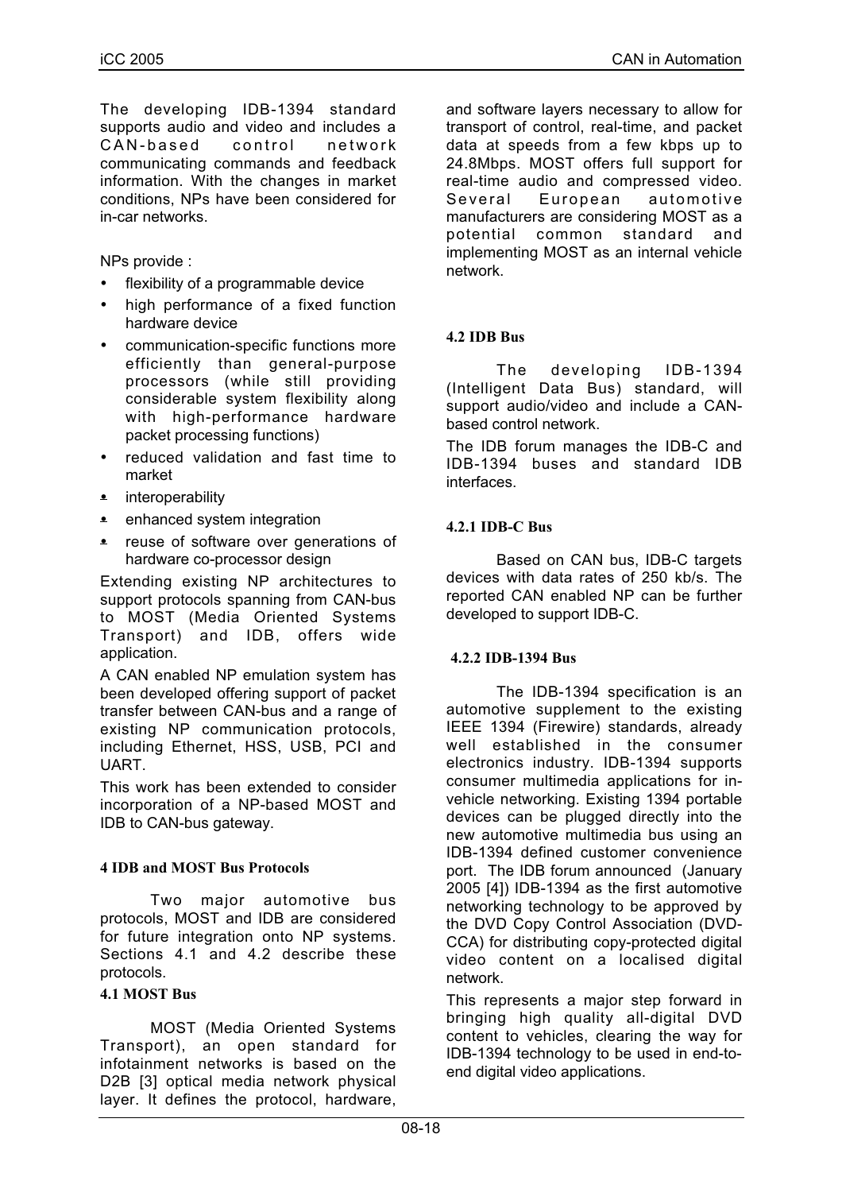The developing IDB-1394 standard supports audio and video and includes a CAN-based control network communicating commands and feedback information. With the changes in market conditions, NPs have been considered for in-car networks.

NPs provide :

- flexibility of a programmable device
- high performance of a fixed function hardware device
- communication-specific functions more efficiently than general-purpose processors (while still providing considerable system flexibility along with high-performance hardware packet processing functions)
- reduced validation and fast time to market
- interoperability
- enhanced system integration
- reuse of software over generations of hardware co-processor design

Extending existing NP architectures to support protocols spanning from CAN-bus to MOST (Media Oriented Systems Transport) and IDB, offers wide application.

A CAN enabled NP emulation system has been developed offering support of packet transfer between CAN-bus and a range of existing NP communication protocols, including Ethernet, HSS, USB, PCI and UART.

This work has been extended to consider incorporation of a NP-based MOST and IDB to CAN-bus gateway.

## 4 IDB and MOST Bus Protocols

Two major automotive bus protocols, MOST and IDB are considered for future integration onto NP systems. Sections 4.1 and 4.2 describe these protocols.

### 4.1 MOST Bus

MOST (Media Oriented Systems Transport), an open standard for infotainment networks is based on the D2B [3] optical media network physical layer. It defines the protocol, hardware, and software layers necessary to allow for transport of control, real-time, and packet data at speeds from a few kbps up to 24.8Mbps. MOST offers full support for real-time audio and compressed video. Several European automotive manufacturers are considering MOST as a potential common standard and implementing MOST as an internal vehicle network.

### 4.2 IDB Bus

The developing IDB-1394 (Intelligent Data Bus) standard, will support audio/video and include a CAN-based control network.

The IDB forum manages the IDB-C and IDB-1394 buses and standard IDB interfaces.

#### 4.2.1 IDB-C Bus

Based on CAN bus, IDB-C targets devices with data rates of 250 kb/s. The reported CAN enabled NP can be further developed to support IDB-C.

#### 4.2.2 IDB-1394 Bus

The IDB-1394 specification is an automotive supplement to the existing IEEE 1394 (Firewire) standards, already well established in the consumer electronics industry. IDB-1394 supports consumer multimedia applications for in-vehicle networking. Existing 1394 portable devices can be plugged directly into the new automotive multimedia bus using an IDB-1394 defined customer convenience port. The IDB forum announced (January 2005 [4]) IDB-1394 as the first automotive networking technology to be approved by the DVD Copy Control Association (DVD-CCA) for distributing copy-protected digital video content on a localised digital network.

This represents a major step forward in bringing high quality all-digital DVD content to vehicles, clearing the way for IDB-1394 technology to be used in end-to-end digital video applications.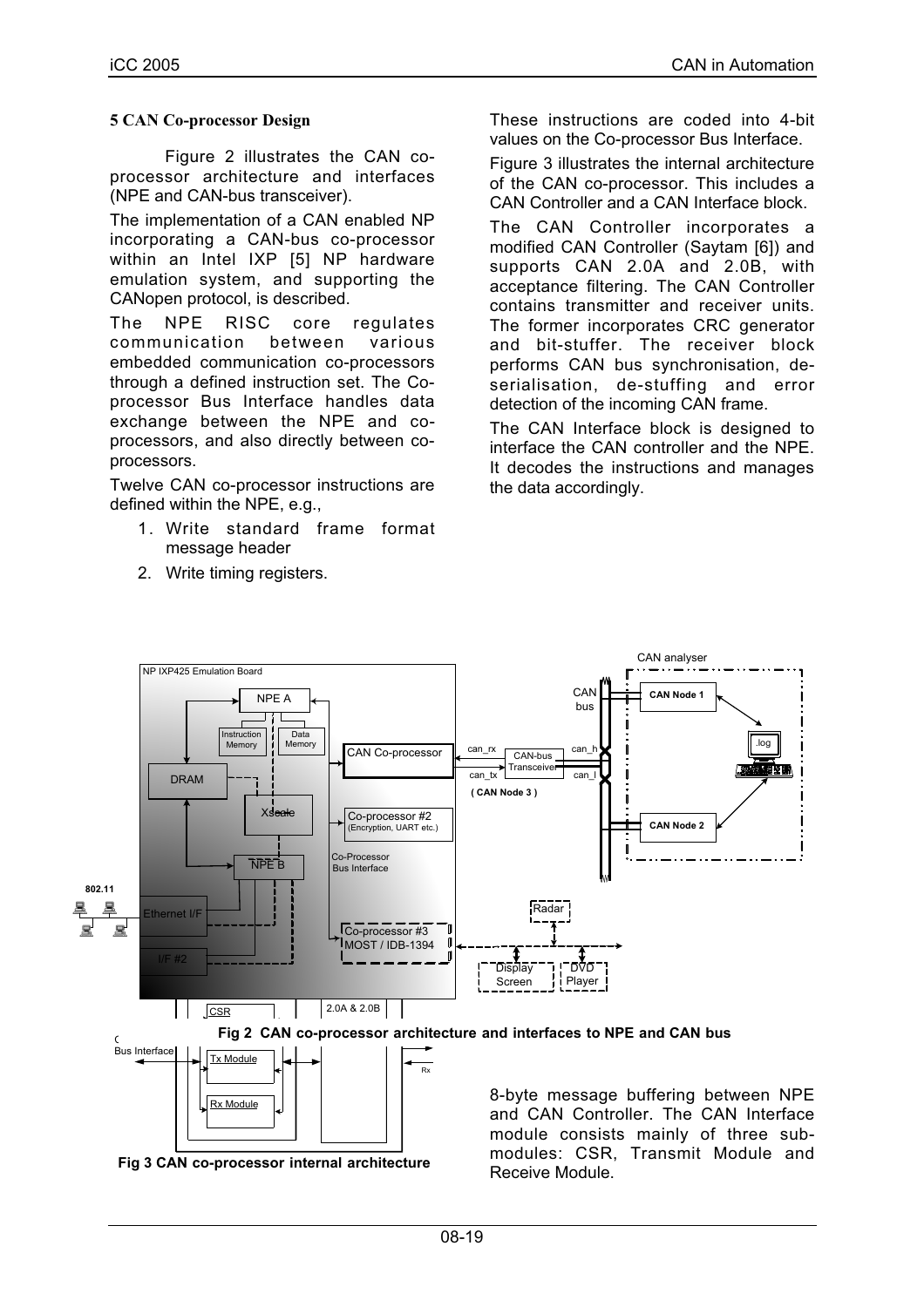### 5 CAN Co-processor Design

Figure 2 illustrates the CAN co-processor architecture and interfaces (NPE and CAN-bus transceiver).

The implementation of a CAN enabled NP incorporating a CAN-bus co-processor within an Intel IXP [5] NP hardware emulation system, and supporting the CANopen protocol, is described.

The NPE RISC core regulates communication between various embedded communication co-processors through a defined instruction set. The Co-processor Bus Interface handles data exchange between the NPE and co-processors, and also directly between co-processors.

Twelve CAN co-processor instructions are defined within the NPE, e.g.,

1. Write standard frame format message header
2. Write timing registers.

These instructions are coded into 4-bit values on the Co-processor Bus Interface.

Figure 3 illustrates the internal architecture of the CAN co-processor. This includes a CAN Controller and a CAN Interface block.

The CAN Controller incorporates a modified CAN Controller (Saytam [6]) and supports CAN 2.0A and 2.0B, with acceptance filtering. The CAN Controller contains transmitter and receiver units. The former incorporates CRC generator and bit-stuffer. The receiver block performs CAN bus synchronisation, de-serialisation, de-stuffing and error detection of the incoming CAN frame.

The CAN Interface block is designed to interface the CAN controller and the NPE. It decodes the instructions and manages the data accordingly.

**Fig 2 CAN co-processor architecture and interfaces to NPE and CAN bus**

**Fig 3 CAN co-processor internal architecture**

8-byte message buffering between NPE and CAN Controller. The CAN Interface module consists mainly of three sub-modules: CSR, Transmit Module and Receive Module.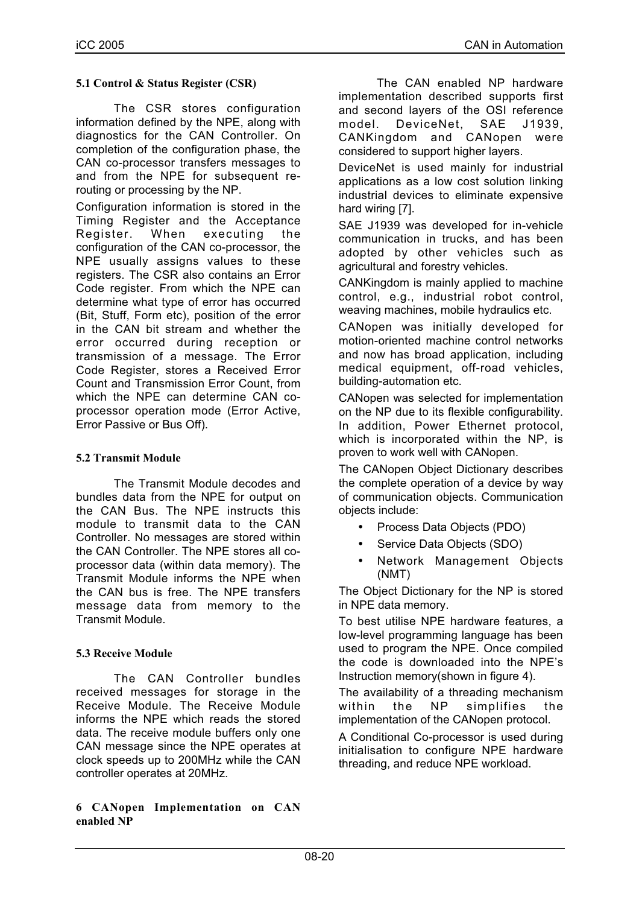### 5.1 Control & Status Register (CSR)

The CSR stores configuration information defined by the NPE, along with diagnostics for the CAN Controller. On completion of the configuration phase, the CAN co-processor transfers messages to and from the NPE for subsequent re-routing or processing by the NP.

Configuration information is stored in the Timing Register and the Acceptance Register. When executing the configuration of the CAN co-processor, the NPE usually assigns values to these registers. The CSR also contains an Error Code register. From which the NPE can determine what type of error has occurred (Bit, Stuff, Form etc), position of the error in the CAN bit stream and whether the error occurred during reception or transmission of a message. The Error Code Register, stores a Received Error Count and Transmission Error Count, from which the NPE can determine CAN co-processor operation mode (Error Active, Error Passive or Bus Off).

### 5.2 Transmit Module

The Transmit Module decodes and bundles data from the NPE for output on the CAN Bus. The NPE instructs this module to transmit data to the CAN Controller. No messages are stored within the CAN Controller. The NPE stores all co-processor data (within data memory). The Transmit Module informs the NPE when the CAN bus is free. The NPE transfers message data from memory to the Transmit Module.

### 5.3 Receive Module

The CAN Controller bundles received messages for storage in the Receive Module. The Receive Module informs the NPE which reads the stored data. The receive module buffers only one CAN message since the NPE operates at clock speeds up to 200MHz while the CAN controller operates at 20MHz.

## 6 CANopen Implementation on CAN enabled NP

The CAN enabled NP hardware implementation described supports first and second layers of the OSI reference model. DeviceNet, SAE J1939, CANKingdom and CANopen were considered to support higher layers.

DeviceNet is used mainly for industrial applications as a low cost solution linking industrial devices to eliminate expensive hard wiring [7].

SAE J1939 was developed for in-vehicle communication in trucks, and has been adopted by other vehicles such as agricultural and forestry vehicles.

CANKingdom is mainly applied to machine control, e.g., industrial robot control, weaving machines, mobile hydraulics etc.

CANopen was initially developed for motion-oriented machine control networks and now has broad application, including medical equipment, off-road vehicles, building-automation etc.

CANopen was selected for implementation on the NP due to its flexible configurability. In addition, Power Ethernet protocol, which is incorporated within the NP, is proven to work well with CANopen.

The CANopen Object Dictionary describes the complete operation of a device by way of communication objects. Communication objects include:

- Process Data Objects (PDO)
- Service Data Objects (SDO)
- Network Management Objects (NMT)

The Object Dictionary for the NP is stored in NPE data memory.

To best utilise NPE hardware features, a low-level programming language has been used to program the NPE. Once compiled the code is downloaded into the NPE's Instruction memory(shown in figure 4).

The availability of a threading mechanism within the NP simplifies the implementation of the CANopen protocol.

A Conditional Co-processor is used during initialisation to configure NPE hardware threading, and reduce NPE workload.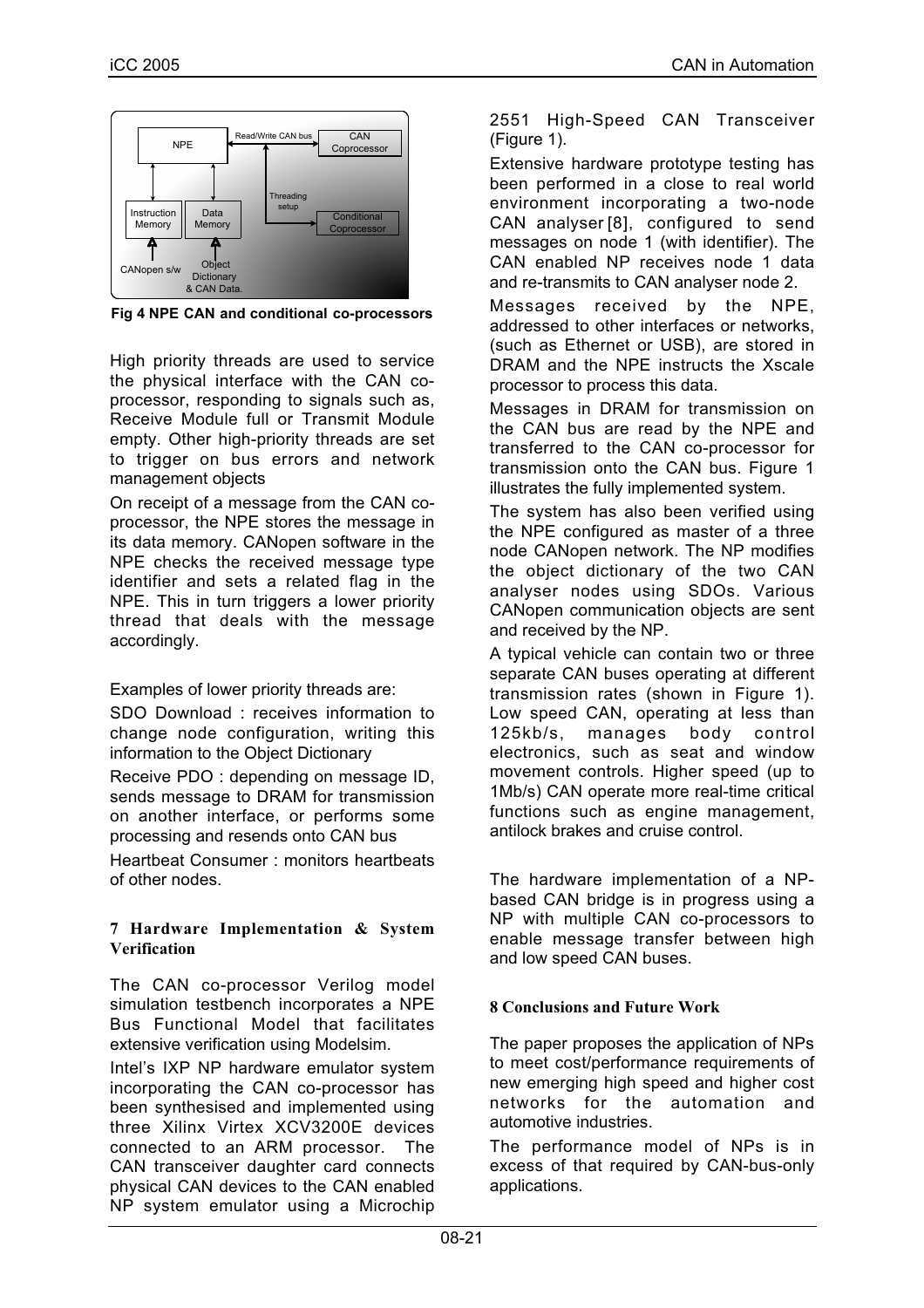Fig 4 NPE CAN and conditional co-processors

High priority threads are used to service the physical interface with the CAN co-processor, responding to signals such as, Receive Module full or Transmit Module empty. Other high-priority threads are set to trigger on bus errors and network management objects

On receipt of a message from the CAN co-processor, the NPE stores the message in its data memory. CANopen software in the NPE checks the received message type identifier and sets a related flag in the NPE. This in turn triggers a lower priority thread that deals with the message accordingly.

Examples of lower priority threads are:

SDO Download : receives information to change node configuration, writing this information to the Object Dictionary

Receive PDO : depending on message ID, sends message to DRAM for transmission on another interface, or performs some processing and resends onto CAN bus

Heartbeat Consumer : monitors heartbeats of other nodes.

## 7 Hardware Implementation & System Verification

The CAN co-processor Verilog model simulation testbench incorporates a NPE Bus Functional Model that facilitates extensive verification using Modelsim.

Intel's IXP NP hardware emulator system incorporating the CAN co-processor has been synthesised and implemented using three Xilinx Virtex XCV3200E devices connected to an ARM processor. The CAN transceiver daughter card connects physical CAN devices to the CAN enabled NP system emulator using a Microchip 2551 High-Speed CAN Transceiver (Figure 1).

Extensive hardware prototype testing has been performed in a close to real world environment incorporating a two-node CAN analyser [8], configured to send messages on node 1 (with identifier). The CAN enabled NP receives node 1 data and re-transmits to CAN analyser node 2.

Messages received by the NPE, addressed to other interfaces or networks, (such as Ethernet or USB), are stored in DRAM and the NPE instructs the Xscale processor to process this data.

Messages in DRAM for transmission on the CAN bus are read by the NPE and transferred to the CAN co-processor for transmission onto the CAN bus. Figure 1 illustrates the fully implemented system.

The system has also been verified using the NPE configured as master of a three node CANopen network. The NP modifies the object dictionary of the two CAN analyser nodes using SDOs. Various CANopen communication objects are sent and received by the NP.

A typical vehicle can contain two or three separate CAN buses operating at different transmission rates (shown in Figure 1). Low speed CAN, operating at less than 125kb/s, manages body control electronics, such as seat and window movement controls. Higher speed (up to 1Mb/s) CAN operate more real-time critical functions such as engine management, antilock brakes and cruise control.

The hardware implementation of a NP-based CAN bridge is in progress using a NP with multiple CAN co-processors to enable message transfer between high and low speed CAN buses.

## 8 Conclusions and Future Work

The paper proposes the application of NPs to meet cost/performance requirements of new emerging high speed and higher cost networks for the automation and automotive industries.

The performance model of NPs is in excess of that required by CAN-bus-only applications.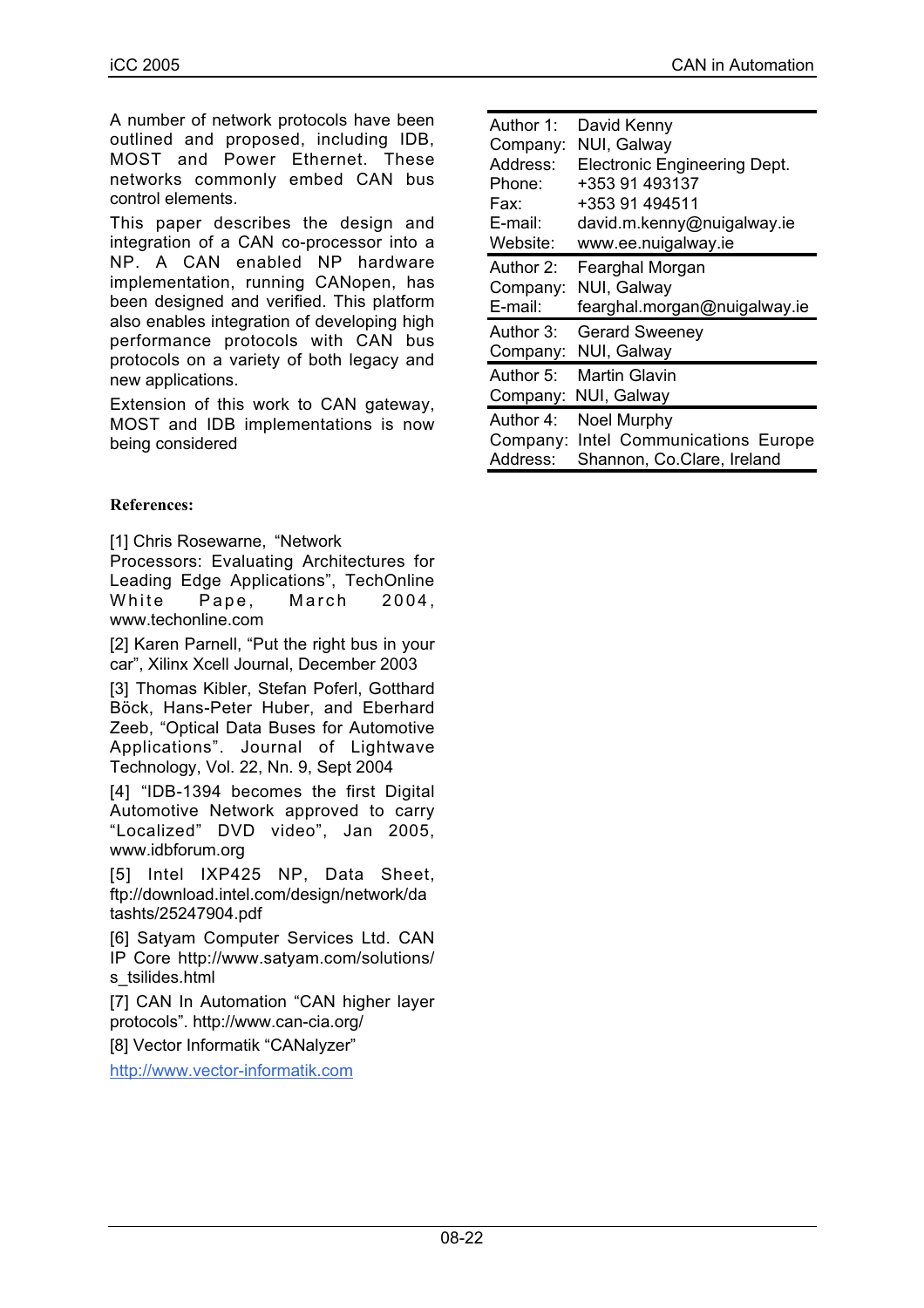A number of network protocols have been outlined and proposed, including IDB, MOST and Power Ethernet. These networks commonly embed CAN bus control elements.

This paper describes the design and integration of a CAN co-processor into a NP. A CAN enabled NP hardware implementation, running CANopen, has been designed and verified. This platform also enables integration of developing high performance protocols with CAN bus protocols on a variety of both legacy and new applications.

Extension of this work to CAN gateway, MOST and IDB implementations is now being considered

**References:**

[1] Chris Rosewarne, "Network Processors: Evaluating Architectures for Leading Edge Applications", TechOnline White Pape, March 2004, www.techonline.com

[2] Karen Parnell, "Put the right bus in your car", Xilinx Xcell Journal, December 2003

[3] Thomas Kibler, Stefan Poferl, Gotthard Böck, Hans-Peter Huber, and Eberhard Zeeb, "Optical Data Buses for Automotive Applications". Journal of Lightwave Technology, Vol. 22, Nn. 9, Sept 2004

[4] "IDB-1394 becomes the first Digital Automotive Network approved to carry "Localized" DVD video", Jan 2005, www.idbforum.org

[5] Intel IXP425 NP, Data Sheet, ftp://download.intel.com/design/network/datashts/25247904.pdf

[6] Satyam Computer Services Ltd. CAN IP Core http://www.satyam.com/solutions/s_tsilides.html

[7] CAN In Automation "CAN higher layer protocols". http://www.can-cia.org/

[8] Vector Informatik "CANalyzer"

http://www.vector-informatik.com

| | |
|---|---|
| Author 1: | David Kenny |
| Company: | NUI, Galway |
| Address: | Electronic Engineering Dept. |
| Phone: | +353 91 493137 |
| Fax: | +353 91 494511 |
| E-mail: | david.m.kenny@nuigalway.ie |
| Website: | www.ee.nuigalway.ie |
| Author 2: | Fearghal Morgan |
| Company: | NUI, Galway |
| E-mail: | fearghal.morgan@nuigalway.ie |
| Author 3: | Gerard Sweeney |
| Company: | NUI, Galway |
| Author 5: | Martin Glavin |
| Company: | NUI, Galway |
| Author 4: | Noel Murphy |
| Company: | Intel Communications Europe |
| Address: | Shannon, Co.Clare, Ireland |